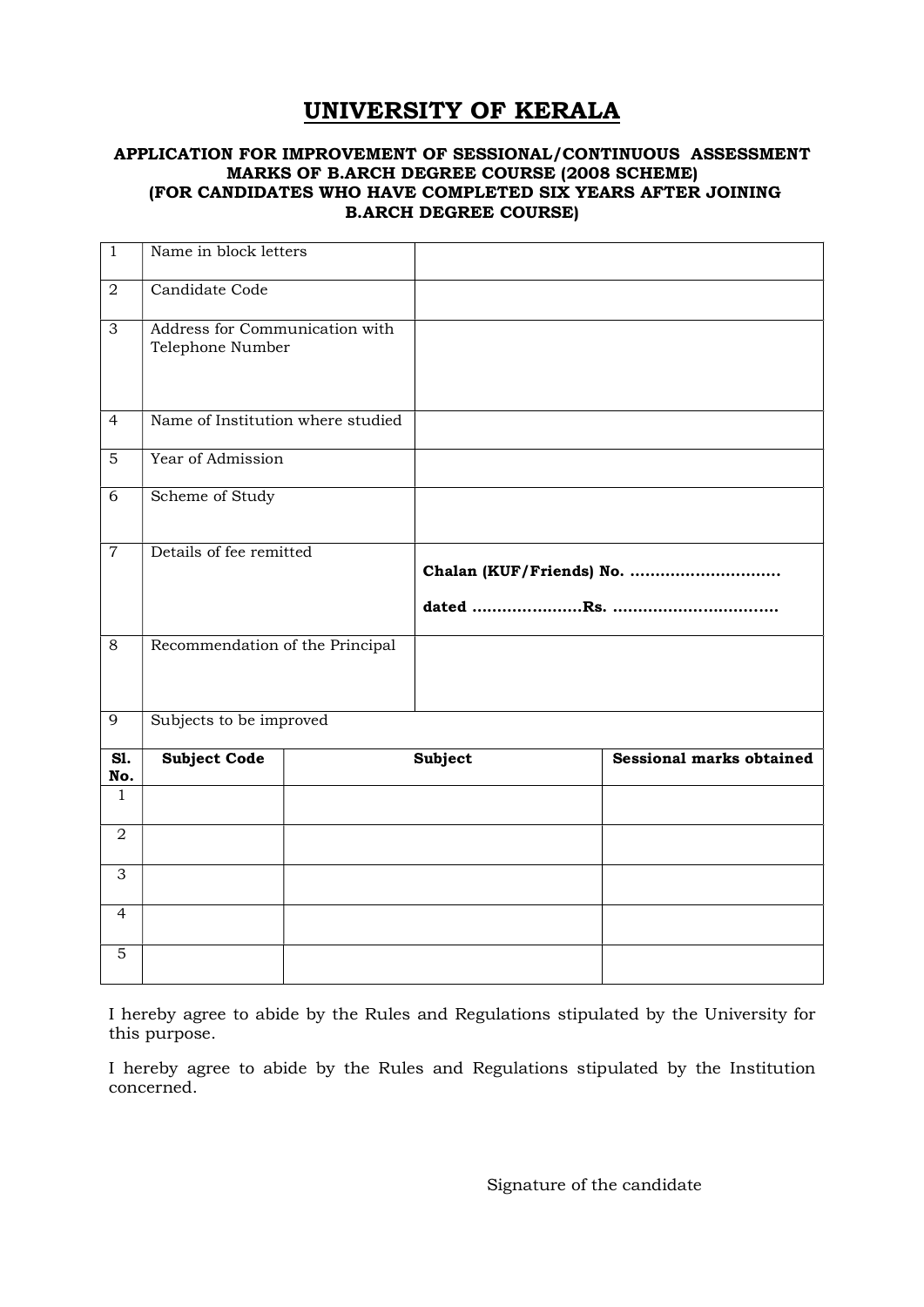# UNIVERSITY OF KERALA

**APPLICATION FOR IMPROVEMENT OF SESSIONAL/CONTINUOUS ASSESSMENT MARKS OF B.ARCH DEGREE COURSE (2008 SCHEME)**
**(FOR CANDIDATES WHO HAVE COMPLETED SIX YEARS AFTER JOINING B.ARCH DEGREE COURSE)**

| | | |
|---|---|---|
| 1 | Name in block letters | |
| 2 | Candidate Code | |
| 3 | Address for Communication with Telephone Number | |
| 4 | Name of Institution where studied | |
| 5 | Year of Admission | |
| 6 | Scheme of Study | |
| 7 | Details of fee remitted | **Chalan (KUF/Friends) No. ..............................** <br> **dated ......................Rs. .................................** |
| 8 | Recommendation of the Principal | |
| 9 | Subjects to be improved | |

| Sl. No. | Subject Code | Subject | Sessional marks obtained |
|---|---|---|---|
| 1 | | | |
| 2 | | | |
| 3 | | | |
| 4 | | | |
| 5 | | | |

I hereby agree to abide by the Rules and Regulations stipulated by the University for this purpose.

I hereby agree to abide by the Rules and Regulations stipulated by the Institution concerned.

Signature of the candidate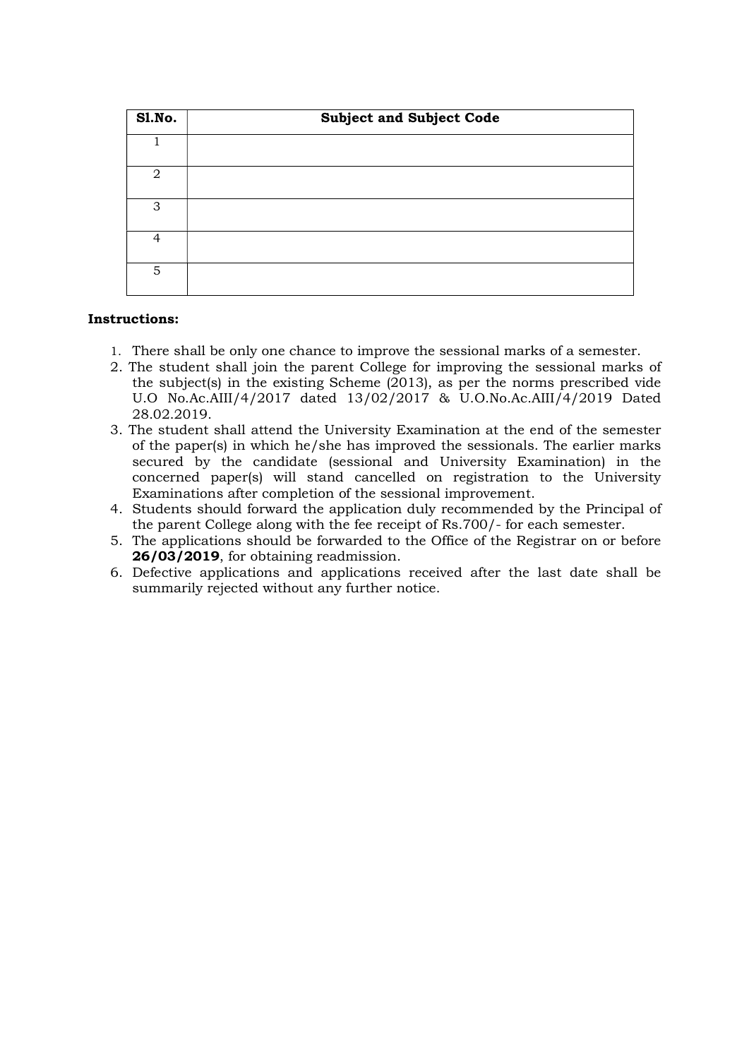| Sl.No. | Subject and Subject Code |
|---|---|
| 1 | |
| 2 | |
| 3 | |
| 4 | |
| 5 | |

**Instructions:**

1. There shall be only one chance to improve the sessional marks of a semester.
2. The student shall join the parent College for improving the sessional marks of the subject(s) in the existing Scheme (2013), as per the norms prescribed vide U.O No.Ac.AIII/4/2017 dated 13/02/2017 & U.O.No.Ac.AIII/4/2019 Dated 28.02.2019.
3. The student shall attend the University Examination at the end of the semester of the paper(s) in which he/she has improved the sessionals. The earlier marks secured by the candidate (sessional and University Examination) in the concerned paper(s) will stand cancelled on registration to the University Examinations after completion of the sessional improvement.
4. Students should forward the application duly recommended by the Principal of the parent College along with the fee receipt of Rs.700/- for each semester.
5. The applications should be forwarded to the Office of the Registrar on or before **26/03/2019**, for obtaining readmission.
6. Defective applications and applications received after the last date shall be summarily rejected without any further notice.